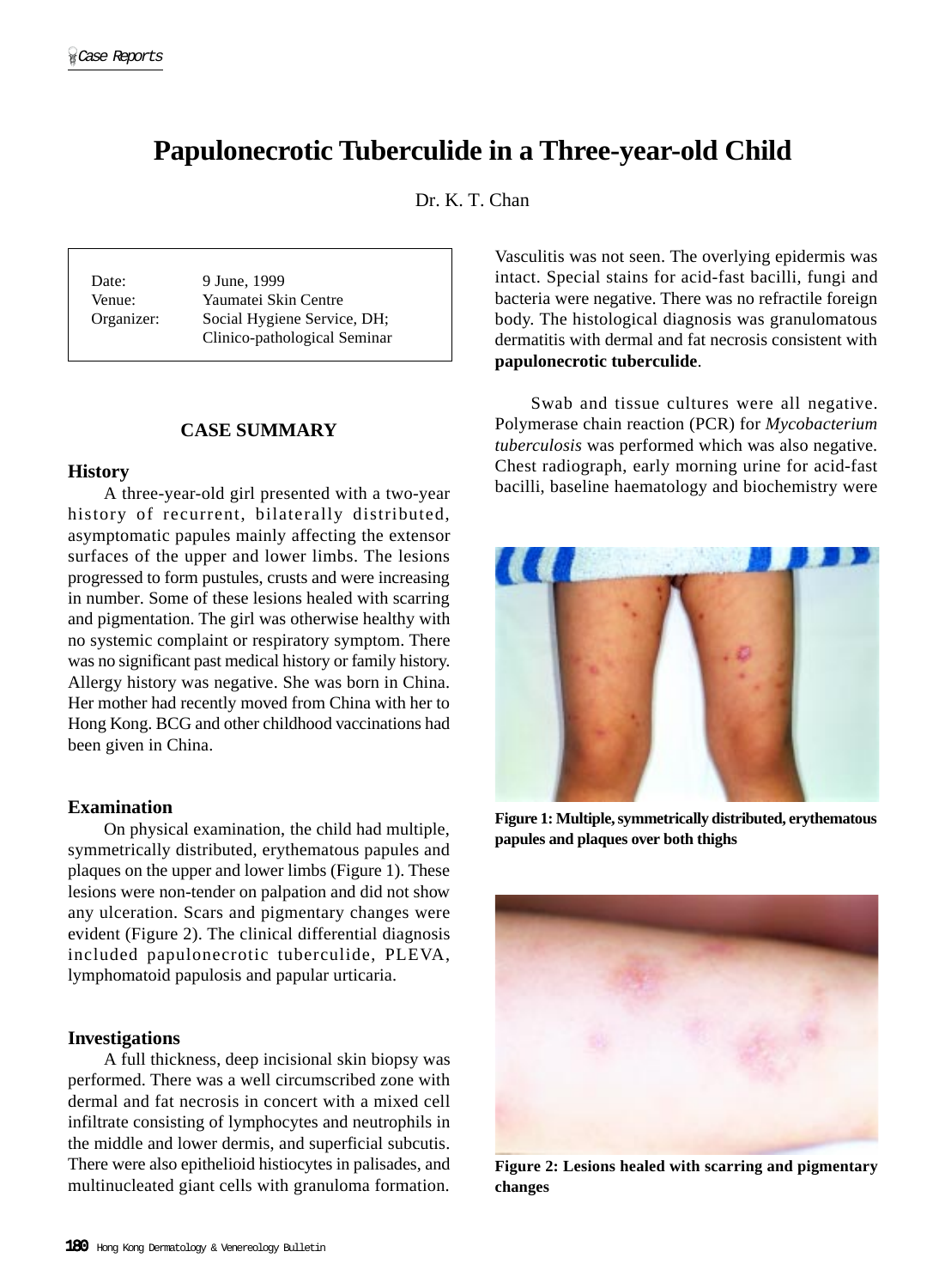# Papulonecrotic Tuberculide in a Three-year-old Child

Dr. K. T. Chan

| | |
|---|---|
| Date: | 9 June, 1999 |
| Venue: | Yaumatei Skin Centre |
| Organizer: | Social Hygiene Service, DH; Clinico-pathological Seminar |

## CASE SUMMARY

### History

A three-year-old girl presented with a two-year history of recurrent, bilaterally distributed, asymptomatic papules mainly affecting the extensor surfaces of the upper and lower limbs. The lesions progressed to form pustules, crusts and were increasing in number. Some of these lesions healed with scarring and pigmentation. The girl was otherwise healthy with no systemic complaint or respiratory symptom. There was no significant past medical history or family history. Allergy history was negative. She was born in China. Her mother had recently moved from China with her to Hong Kong. BCG and other childhood vaccinations had been given in China.

### Examination

On physical examination, the child had multiple, symmetrically distributed, erythematous papules and plaques on the upper and lower limbs (Figure 1). These lesions were non-tender on palpation and did not show any ulceration. Scars and pigmentary changes were evident (Figure 2). The clinical differential diagnosis included papulonecrotic tuberculide, PLEVA, lymphomatoid papulosis and papular urticaria.

### Investigations

A full thickness, deep incisional skin biopsy was performed. There was a well circumscribed zone with dermal and fat necrosis in concert with a mixed cell infiltrate consisting of lymphocytes and neutrophils in the middle and lower dermis, and superficial subcutis. There were also epithelioid histiocytes in palisades, and multinucleated giant cells with granuloma formation. Vasculitis was not seen. The overlying epidermis was intact. Special stains for acid-fast bacilli, fungi and bacteria were negative. There was no refractile foreign body. The histological diagnosis was granulomatous dermatitis with dermal and fat necrosis consistent with **papulonecrotic tuberculide**.

Swab and tissue cultures were all negative. Polymerase chain reaction (PCR) for *Mycobacterium tuberculosis* was performed which was also negative. Chest radiograph, early morning urine for acid-fast bacilli, baseline haematology and biochemistry were

**Figure 1: Multiple, symmetrically distributed, erythematous papules and plaques over both thighs**

**Figure 2: Lesions healed with scarring and pigmentary changes**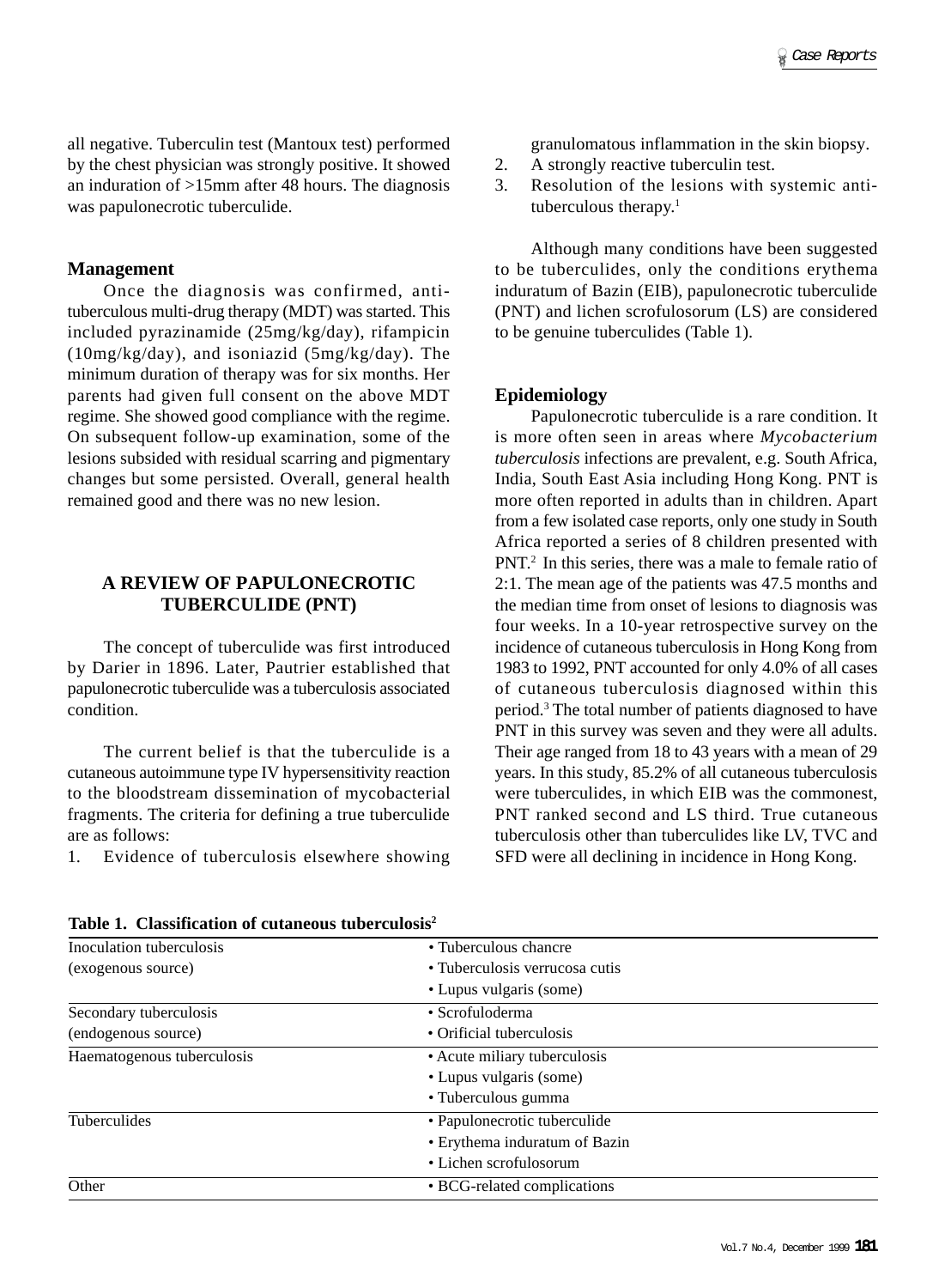all negative. Tuberculin test (Mantoux test) performed by the chest physician was strongly positive. It showed an induration of >15mm after 48 hours. The diagnosis was papulonecrotic tuberculide.

### Management

Once the diagnosis was confirmed, anti-tuberculous multi-drug therapy (MDT) was started. This included pyrazinamide (25mg/kg/day), rifampicin (10mg/kg/day), and isoniazid (5mg/kg/day). The minimum duration of therapy was for six months. Her parents had given full consent on the above MDT regime. She showed good compliance with the regime. On subsequent follow-up examination, some of the lesions subsided with residual scarring and pigmentary changes but some persisted. Overall, general health remained good and there was no new lesion.

## A REVIEW OF PAPULONECROTIC TUBERCULIDE (PNT)

The concept of tuberculide was first introduced by Darier in 1896. Later, Pautrier established that papulonecrotic tuberculide was a tuberculosis associated condition.

The current belief is that the tuberculide is a cutaneous autoimmune type IV hypersensitivity reaction to the bloodstream dissemination of mycobacterial fragments. The criteria for defining a true tuberculide are as follows:

1. Evidence of tuberculosis elsewhere showing granulomatous inflammation in the skin biopsy.
2. A strongly reactive tuberculin test.
3. Resolution of the lesions with systemic anti-tuberculous therapy.[1]

Although many conditions have been suggested to be tuberculides, only the conditions erythema induratum of Bazin (EIB), papulonecrotic tuberculide (PNT) and lichen scrofulosorum (LS) are considered to be genuine tuberculides (Table 1).

### Epidemiology

Papulonecrotic tuberculide is a rare condition. It is more often seen in areas where *Mycobacterium tuberculosis* infections are prevalent, e.g. South Africa, India, South East Asia including Hong Kong. PNT is more often reported in adults than in children. Apart from a few isolated case reports, only one study in South Africa reported a series of 8 children presented with PNT.[2] In this series, there was a male to female ratio of 2:1. The mean age of the patients was 47.5 months and the median time from onset of lesions to diagnosis was four weeks. In a 10-year retrospective survey on the incidence of cutaneous tuberculosis in Hong Kong from 1983 to 1992, PNT accounted for only 4.0% of all cases of cutaneous tuberculosis diagnosed within this period.[3] The total number of patients diagnosed to have PNT in this survey was seven and they were all adults. Their age ranged from 18 to 43 years with a mean of 29 years. In this study, 85.2% of all cutaneous tuberculosis were tuberculides, in which EIB was the commonest, PNT ranked second and LS third. True cutaneous tuberculosis other than tuberculides like LV, TVC and SFD were all declining in incidence in Hong Kong.

**Table 1. Classification of cutaneous tuberculosis[2]**

| | |
|---|---|
| Inoculation tuberculosis (exogenous source) | • Tuberculous chancre<br>• Tuberculosis verrucosa cutis<br>• Lupus vulgaris (some) |
| Secondary tuberculosis (endogenous source) | • Scrofuloderma<br>• Orificial tuberculosis |
| Haematogenous tuberculosis | • Acute miliary tuberculosis<br>• Lupus vulgaris (some)<br>• Tuberculous gumma |
| Tuberculides | • Papulonecrotic tuberculide<br>• Erythema induratum of Bazin<br>• Lichen scrofulosorum |
| Other | • BCG-related complications |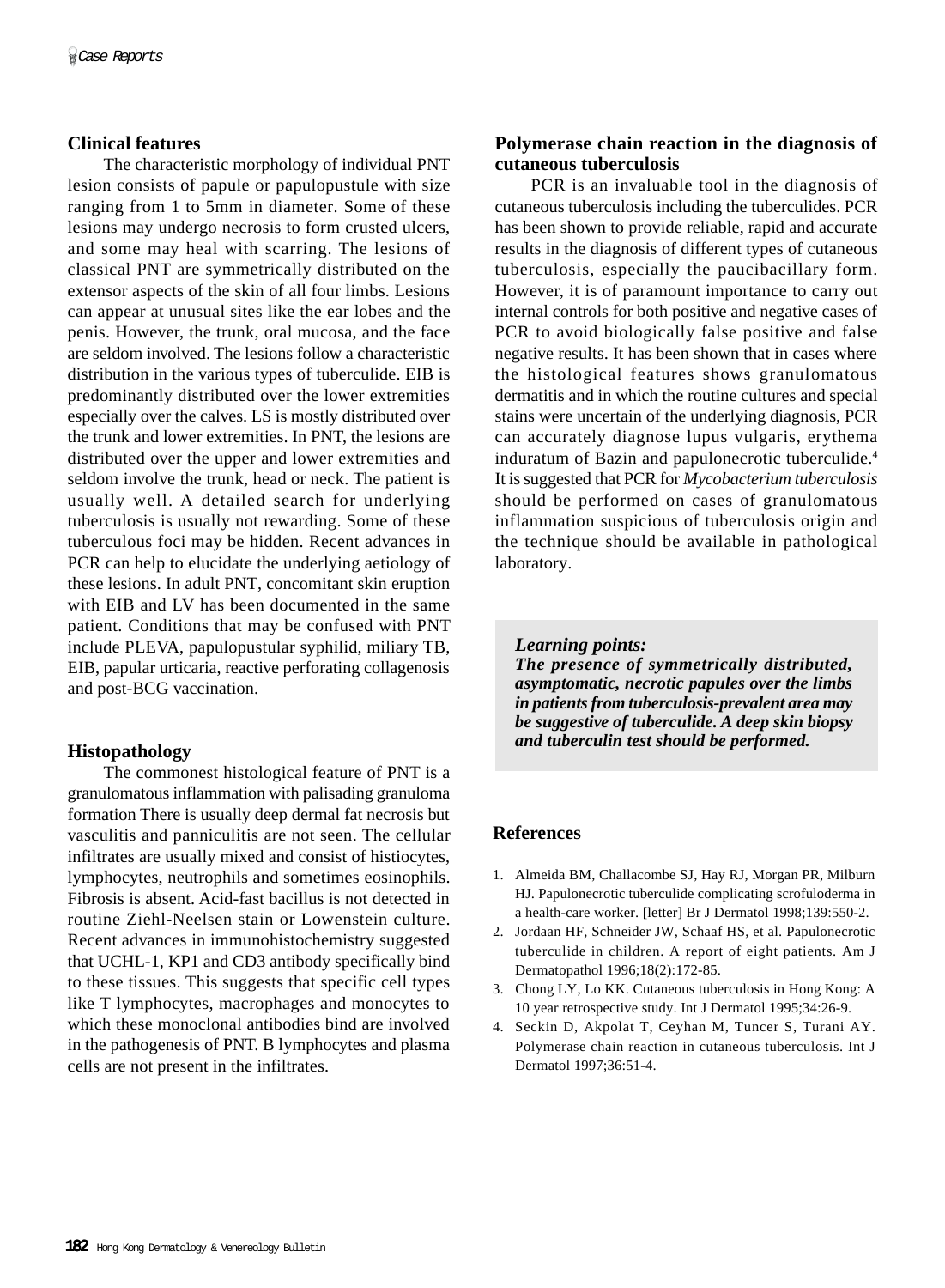## Clinical features

The characteristic morphology of individual PNT lesion consists of papule or papulopustule with size ranging from 1 to 5mm in diameter. Some of these lesions may undergo necrosis to form crusted ulcers, and some may heal with scarring. The lesions of classical PNT are symmetrically distributed on the extensor aspects of the skin of all four limbs. Lesions can appear at unusual sites like the ear lobes and the penis. However, the trunk, oral mucosa, and the face are seldom involved. The lesions follow a characteristic distribution in the various types of tuberculide. EIB is predominantly distributed over the lower extremities especially over the calves. LS is mostly distributed over the trunk and lower extremities. In PNT, the lesions are distributed over the upper and lower extremities and seldom involve the trunk, head or neck. The patient is usually well. A detailed search for underlying tuberculosis is usually not rewarding. Some of these tuberculous foci may be hidden. Recent advances in PCR can help to elucidate the underlying aetiology of these lesions. In adult PNT, concomitant skin eruption with EIB and LV has been documented in the same patient. Conditions that may be confused with PNT include PLEVA, papulopustular syphilid, miliary TB, EIB, papular urticaria, reactive perforating collagenosis and post-BCG vaccination.

## Histopathology

The commonest histological feature of PNT is a granulomatous inflammation with palisading granuloma formation There is usually deep dermal fat necrosis but vasculitis and panniculitis are not seen. The cellular infiltrates are usually mixed and consist of histiocytes, lymphocytes, neutrophils and sometimes eosinophils. Fibrosis is absent. Acid-fast bacillus is not detected in routine Ziehl-Neelsen stain or Lowenstein culture. Recent advances in immunohistochemistry suggested that UCHL-1, KP1 and CD3 antibody specifically bind to these tissues. This suggests that specific cell types like T lymphocytes, macrophages and monocytes to which these monoclonal antibodies bind are involved in the pathogenesis of PNT. B lymphocytes and plasma cells are not present in the infiltrates.

## Polymerase chain reaction in the diagnosis of cutaneous tuberculosis

PCR is an invaluable tool in the diagnosis of cutaneous tuberculosis including the tuberculides. PCR has been shown to provide reliable, rapid and accurate results in the diagnosis of different types of cutaneous tuberculosis, especially the paucibacillary form. However, it is of paramount importance to carry out internal controls for both positive and negative cases of PCR to avoid biologically false positive and false negative results. It has been shown that in cases where the histological features shows granulomatous dermatitis and in which the routine cultures and special stains were uncertain of the underlying diagnosis, PCR can accurately diagnose lupus vulgaris, erythema induratum of Bazin and papulonecrotic tuberculide.[4] It is suggested that PCR for *Mycobacterium tuberculosis* should be performed on cases of granulomatous inflammation suspicious of tuberculosis origin and the technique should be available in pathological laboratory.

***Learning points:***
***The presence of symmetrically distributed, asymptomatic, necrotic papules over the limbs in patients from tuberculosis-prevalent area may be suggestive of tuberculide. A deep skin biopsy and tuberculin test should be performed.***

## References

1. Almeida BM, Challacombe SJ, Hay RJ, Morgan PR, Milburn HJ. Papulonecrotic tuberculide complicating scrofuloderma in a health-care worker. [letter] Br J Dermatol 1998;139:550-2.
2. Jordaan HF, Schneider JW, Schaaf HS, et al. Papulonecrotic tuberculide in children. A report of eight patients. Am J Dermatopathol 1996;18(2):172-85.
3. Chong LY, Lo KK. Cutaneous tuberculosis in Hong Kong: A 10 year retrospective study. Int J Dermatol 1995;34:26-9.
4. Seckin D, Akpolat T, Ceyhan M, Tuncer S, Turani AY. Polymerase chain reaction in cutaneous tuberculosis. Int J Dermatol 1997;36:51-4.